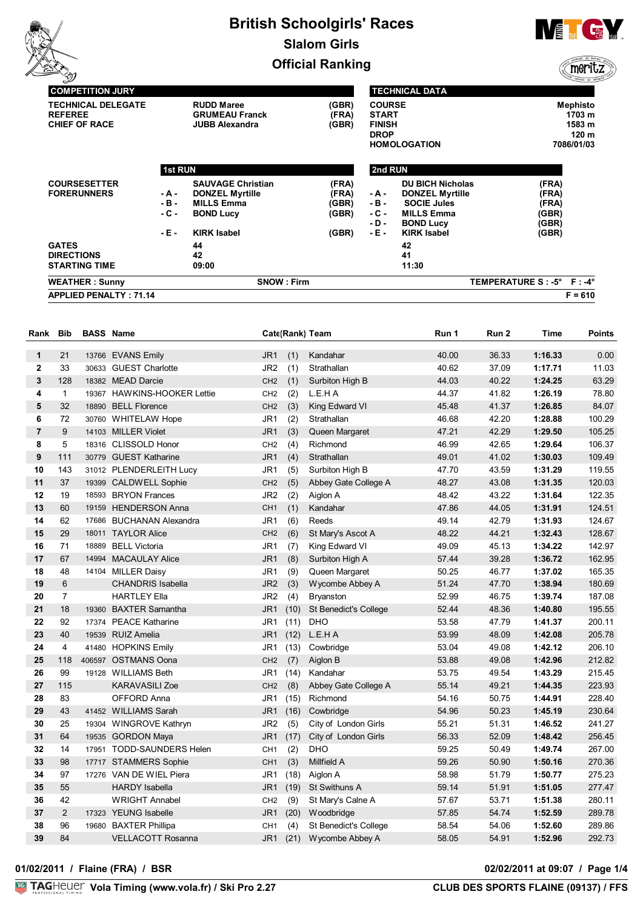# British Schoolgirls' Races

## Slalom Girls

## Official Ranking

| COMPETITION JURY | | |
|---|---|---|
| TECHNICAL DELEGATE | RUDD Maree | (GBR) |
| REFEREE | GRUMEAU Franck | (FRA) |
| CHIEF OF RACE | JUBB Alexandra | (GBR) |

| TECHNICAL DATA | |
|---|---|
| COURSE | Mephisto |
| START | 1703 m |
| FINISH | 1583 m |
| DROP | 120 m |
| HOMOLOGATION | 7086/01/03 |

| | 1st RUN | | | 2nd RUN | | |
|---|---|---|---|---|---|---|
| COURSESETTER | | SAUVAGE Christian | (FRA) | | DU BICH Nicholas | (FRA) |
| FORERUNNERS | - A - | DONZEL Myrtille | (FRA) | - A - | DONZEL Myrtille | (FRA) |
| | - B - | MILLS Emma | (GBR) | - B - | SOCIE Jules | (FRA) |
| | - C - | BOND Lucy | (GBR) | - C - | MILLS Emma | (GBR) |
| | | | | - D - | BOND Lucy | (GBR) |
| | - E - | KIRK Isabel | (GBR) | - E - | KIRK Isabel | (GBR) |
| GATES | | 44 | | | 42 | |
| DIRECTIONS | | 42 | | | 41 | |
| STARTING TIME | | 09:00 | | | 11:30 | |

WEATHER : Sunny — SNOW : Firm — TEMPERATURE S : -5° F : -4°

APPLIED PENALTY : 71.14 — F = 610

| Rank | Bib | BASS | Name | Cate(Rank) | | Team | Run 1 | Run 2 | Time | Points |
|---|---|---|---|---|---|---|---|---|---|---|
| 1 | 21 | 13766 | EVANS Emily | JR1 | (1) | Kandahar | 40.00 | 36.33 | 1:16.33 | 0.00 |
| 2 | 33 | 30633 | GUEST Charlotte | JR2 | (1) | Strathallan | 40.62 | 37.09 | 1:17.71 | 11.03 |
| 3 | 128 | 18382 | MEAD Darcie | CH2 | (1) | Surbiton High B | 44.03 | 40.22 | 1:24.25 | 63.29 |
| 4 | 1 | 19367 | HAWKINS-HOOKER Lettie | CH2 | (2) | L.E.H A | 44.37 | 41.82 | 1:26.19 | 78.80 |
| 5 | 32 | 18890 | BELL Florence | CH2 | (3) | King Edward VI | 45.48 | 41.37 | 1:26.85 | 84.07 |
| 6 | 72 | 30760 | WHITELAW Hope | JR1 | (2) | Strathallan | 46.68 | 42.20 | 1:28.88 | 100.29 |
| 7 | 9 | 14103 | MILLER Violet | JR1 | (3) | Queen Margaret | 47.21 | 42.29 | 1:29.50 | 105.25 |
| 8 | 5 | 18316 | CLISSOLD Honor | CH2 | (4) | Richmond | 46.99 | 42.65 | 1:29.64 | 106.37 |
| 9 | 111 | 30779 | GUEST Katharine | JR1 | (4) | Strathallan | 49.01 | 41.02 | 1:30.03 | 109.49 |
| 10 | 143 | 31012 | PLENDERLEITH Lucy | JR1 | (5) | Surbiton High B | 47.70 | 43.59 | 1:31.29 | 119.55 |
| 11 | 37 | 19399 | CALDWELL Sophie | CH2 | (5) | Abbey Gate College A | 48.27 | 43.08 | 1:31.35 | 120.03 |
| 12 | 19 | 18593 | BRYON Frances | JR2 | (2) | Aiglon A | 48.42 | 43.22 | 1:31.64 | 122.35 |
| 13 | 60 | 19159 | HENDERSON Anna | CH1 | (1) | Kandahar | 47.86 | 44.05 | 1:31.91 | 124.51 |
| 14 | 62 | 17686 | BUCHANAN Alexandra | JR1 | (6) | Reeds | 49.14 | 42.79 | 1:31.93 | 124.67 |
| 15 | 29 | 18011 | TAYLOR Alice | CH2 | (6) | St Mary's Ascot A | 48.22 | 44.21 | 1:32.43 | 128.67 |
| 16 | 71 | 18889 | BELL Victoria | JR1 | (7) | King Edward VI | 49.09 | 45.13 | 1:34.22 | 142.97 |
| 17 | 67 | 14994 | MACAULAY Alice | JR1 | (8) | Surbiton High A | 57.44 | 39.28 | 1:36.72 | 162.95 |
| 18 | 48 | 14104 | MILLER Daisy | JR1 | (9) | Queen Margaret | 50.25 | 46.77 | 1:37.02 | 165.35 |
| 19 | 6 | | CHANDRIS Isabella | JR2 | (3) | Wycombe Abbey A | 51.24 | 47.70 | 1:38.94 | 180.69 |
| 20 | 7 | | HARTLEY Ella | JR2 | (4) | Bryanston | 52.99 | 46.75 | 1:39.74 | 187.08 |
| 21 | 18 | 19360 | BAXTER Samantha | JR1 | (10) | St Benedict's College | 52.44 | 48.36 | 1:40.80 | 195.55 |
| 22 | 92 | 17374 | PEACE Katharine | JR1 | (11) | DHO | 53.58 | 47.79 | 1:41.37 | 200.11 |
| 23 | 40 | 19539 | RUIZ Amelia | JR1 | (12) | L.E.H A | 53.99 | 48.09 | 1:42.08 | 205.78 |
| 24 | 4 | 41480 | HOPKINS Emily | JR1 | (13) | Cowbridge | 53.04 | 49.08 | 1:42.12 | 206.10 |
| 25 | 118 | 406597 | OSTMANS Oona | CH2 | (7) | Aiglon B | 53.88 | 49.08 | 1:42.96 | 212.82 |
| 26 | 99 | 19128 | WILLIAMS Beth | JR1 | (14) | Kandahar | 53.75 | 49.54 | 1:43.29 | 215.45 |
| 27 | 115 | | KARAVASILI Zoe | CH2 | (8) | Abbey Gate College A | 55.14 | 49.21 | 1:44.35 | 223.93 |
| 28 | 83 | | OFFORD Anna | JR1 | (15) | Richmond | 54.16 | 50.75 | 1:44.91 | 228.40 |
| 29 | 43 | 41452 | WILLIAMS Sarah | JR1 | (16) | Cowbridge | 54.96 | 50.23 | 1:45.19 | 230.64 |
| 30 | 25 | 19304 | WINGROVE Kathryn | JR2 | (5) | City of London Girls | 55.21 | 51.31 | 1:46.52 | 241.27 |
| 31 | 64 | 19535 | GORDON Maya | JR1 | (17) | City of London Girls | 56.33 | 52.09 | 1:48.42 | 256.45 |
| 32 | 14 | 17951 | TODD-SAUNDERS Helen | CH1 | (2) | DHO | 59.25 | 50.49 | 1:49.74 | 267.00 |
| 33 | 98 | 17717 | STAMMERS Sophie | CH1 | (3) | Millfield A | 59.26 | 50.90 | 1:50.16 | 270.36 |
| 34 | 97 | 17276 | VAN DE WIEL Piera | JR1 | (18) | Aiglon A | 58.98 | 51.79 | 1:50.77 | 275.23 |
| 35 | 55 | | HARDY Isabella | JR1 | (19) | St Swithuns A | 59.14 | 51.91 | 1:51.05 | 277.47 |
| 36 | 42 | | WRIGHT Annabel | CH2 | (9) | St Mary's Calne A | 57.67 | 53.71 | 1:51.38 | 280.11 |
| 37 | 2 | 17323 | YEUNG Isabelle | JR1 | (20) | Woodbridge | 57.85 | 54.74 | 1:52.59 | 289.78 |
| 38 | 96 | 19680 | BAXTER Phillipa | CH1 | (4) | St Benedict's College | 58.54 | 54.06 | 1:52.60 | 289.86 |
| 39 | 84 | | VELLACOTT Rosanna | JR1 | (21) | Wycombe Abbey A | 58.05 | 54.91 | 1:52.96 | 292.73 |

01/02/2011 / Flaine (FRA) / BSR — 02/02/2011 at 09:07

TAG Heuer Vola Timing (www.vola.fr) / Ski Pro 2.27 — CLUB DES SPORTS FLAINE (09137) / FFS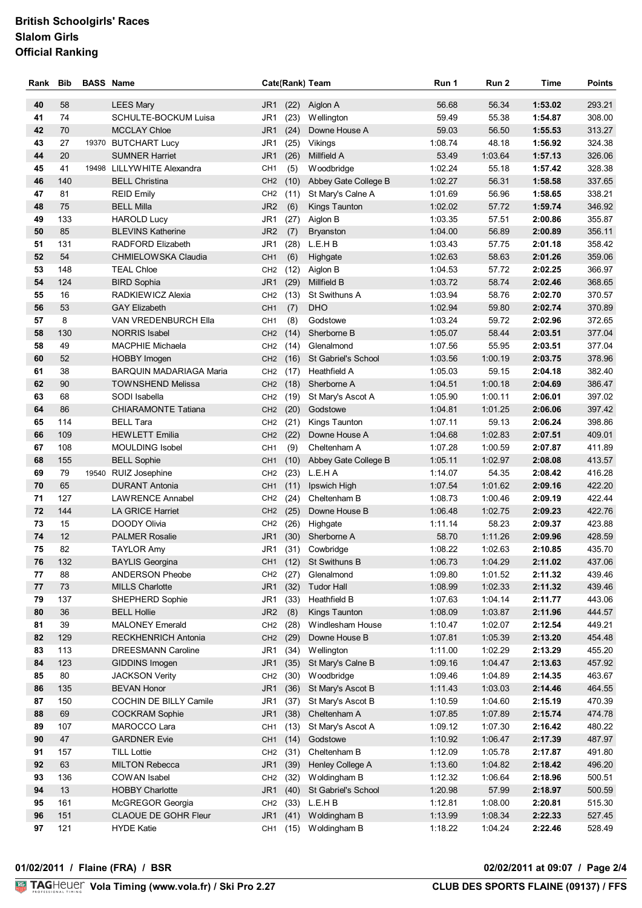# British Schoolgirls' Races
## Slalom Girls
## Official Ranking

| Rank | Bib | BASS | Name | Cate | (Rank) | Team | Run 1 | Run 2 | Time | Points |
|---|---|---|---|---|---|---|---|---|---|---|
| 40 | 58 | | LEES Mary | JR1 | (22) | Aiglon A | 56.68 | 56.34 | **1:53.02** | 293.21 |
| 41 | 74 | | SCHULTE-BOCKUM Luisa | JR1 | (23) | Wellington | 59.49 | 55.38 | **1:54.87** | 308.00 |
| 42 | 70 | | MCCLAY Chloe | JR1 | (24) | Downe House A | 59.03 | 56.50 | **1:55.53** | 313.27 |
| 43 | 27 | 19370 | BUTCHART Lucy | JR1 | (25) | Vikings | 1:08.74 | 48.18 | **1:56.92** | 324.38 |
| 44 | 20 | | SUMNER Harriet | JR1 | (26) | Millfield A | 53.49 | 1:03.64 | **1:57.13** | 326.06 |
| 45 | 41 | 19498 | LILLYWHITE Alexandra | CH1 | (5) | Woodbridge | 1:02.24 | 55.18 | **1:57.42** | 328.38 |
| 46 | 140 | | BELL Christina | CH2 | (10) | Abbey Gate College B | 1:02.27 | 56.31 | **1:58.58** | 337.65 |
| 47 | 81 | | REID Emily | CH2 | (11) | St Mary's Calne A | 1:01.69 | 56.96 | **1:58.65** | 338.21 |
| 48 | 75 | | BELL Milla | JR2 | (6) | Kings Taunton | 1:02.02 | 57.72 | **1:59.74** | 346.92 |
| 49 | 133 | | HAROLD Lucy | JR1 | (27) | Aiglon B | 1:03.35 | 57.51 | **2:00.86** | 355.87 |
| 50 | 85 | | BLEVINS Katherine | JR2 | (7) | Bryanston | 1:04.00 | 56.89 | **2:00.89** | 356.11 |
| 51 | 131 | | RADFORD Elizabeth | JR1 | (28) | L.E.H B | 1:03.43 | 57.75 | **2:01.18** | 358.42 |
| 52 | 54 | | CHMIELOWSKA Claudia | CH1 | (6) | Highgate | 1:02.63 | 58.63 | **2:01.26** | 359.06 |
| 53 | 148 | | TEAL Chloe | CH2 | (12) | Aiglon B | 1:04.53 | 57.72 | **2:02.25** | 366.97 |
| 54 | 124 | | BIRD Sophia | JR1 | (29) | Millfield B | 1:03.72 | 58.74 | **2:02.46** | 368.65 |
| 55 | 16 | | RADKIEWICZ Alexia | CH2 | (13) | St Swithuns A | 1:03.94 | 58.76 | **2:02.70** | 370.57 |
| 56 | 53 | | GAY Elizabeth | CH1 | (7) | DHO | 1:02.94 | 59.80 | **2:02.74** | 370.89 |
| 57 | 8 | | VAN VREDENBURCH Ella | CH1 | (8) | Godstowe | 1:03.24 | 59.72 | **2:02.96** | 372.65 |
| 58 | 130 | | NORRIS Isabel | CH2 | (14) | Sherborne B | 1:05.07 | 58.44 | **2:03.51** | 377.04 |
| 58 | 49 | | MACPHIE Michaela | CH2 | (14) | Glenalmond | 1:07.56 | 55.95 | **2:03.51** | 377.04 |
| 60 | 52 | | HOBBY Imogen | CH2 | (16) | St Gabriel's School | 1:03.56 | 1:00.19 | **2:03.75** | 378.96 |
| 61 | 38 | | BARQUIN MADARIAGA Maria | CH2 | (17) | Heathfield A | 1:05.03 | 59.15 | **2:04.18** | 382.40 |
| 62 | 90 | | TOWNSHEND Melissa | CH2 | (18) | Sherborne A | 1:04.51 | 1:00.18 | **2:04.69** | 386.47 |
| 63 | 68 | | SODI Isabella | CH2 | (19) | St Mary's Ascot A | 1:05.90 | 1:00.11 | **2:06.01** | 397.02 |
| 64 | 86 | | CHIARAMONTE Tatiana | CH2 | (20) | Godstowe | 1:04.81 | 1:01.25 | **2:06.06** | 397.42 |
| 65 | 114 | | BELL Tara | CH2 | (21) | Kings Taunton | 1:07.11 | 59.13 | **2:06.24** | 398.86 |
| 66 | 109 | | HEWLETT Emilia | CH2 | (22) | Downe House A | 1:04.68 | 1:02.83 | **2:07.51** | 409.01 |
| 67 | 108 | | MOULDING Isobel | CH1 | (9) | Cheltenham A | 1:07.28 | 1:00.59 | **2:07.87** | 411.89 |
| 68 | 155 | | BELL Sophie | CH1 | (10) | Abbey Gate College B | 1:05.11 | 1:02.97 | **2:08.08** | 413.57 |
| 69 | 79 | 19540 | RUIZ Josephine | CH2 | (23) | L.E.H A | 1:14.07 | 54.35 | **2:08.42** | 416.28 |
| 70 | 65 | | DURANT Antonia | CH1 | (11) | Ipswich High | 1:07.54 | 1:01.62 | **2:09.16** | 422.20 |
| 71 | 127 | | LAWRENCE Annabel | CH2 | (24) | Cheltenham B | 1:08.73 | 1:00.46 | **2:09.19** | 422.44 |
| 72 | 144 | | LA GRICE Harriet | CH2 | (25) | Downe House B | 1:06.48 | 1:02.75 | **2:09.23** | 422.76 |
| 73 | 15 | | DOODY Olivia | CH2 | (26) | Highgate | 1:11.14 | 58.23 | **2:09.37** | 423.88 |
| 74 | 12 | | PALMER Rosalie | JR1 | (30) | Sherborne A | 58.70 | 1:11.26 | **2:09.96** | 428.59 |
| 75 | 82 | | TAYLOR Amy | JR1 | (31) | Cowbridge | 1:08.22 | 1:02.63 | **2:10.85** | 435.70 |
| 76 | 132 | | BAYLIS Georgina | CH1 | (12) | St Swithuns B | 1:06.73 | 1:04.29 | **2:11.02** | 437.06 |
| 77 | 88 | | ANDERSON Pheobe | CH2 | (27) | Glenalmond | 1:09.80 | 1:01.52 | **2:11.32** | 439.46 |
| 77 | 73 | | MILLS Charlotte | JR1 | (32) | Tudor Hall | 1:08.99 | 1:02.33 | **2:11.32** | 439.46 |
| 79 | 137 | | SHEPHERD Sophie | JR1 | (33) | Heathfield B | 1:07.63 | 1:04.14 | **2:11.77** | 443.06 |
| 80 | 36 | | BELL Hollie | JR2 | (8) | Kings Taunton | 1:08.09 | 1:03.87 | **2:11.96** | 444.57 |
| 81 | 39 | | MALONEY Emerald | CH2 | (28) | Windlesham House | 1:10.47 | 1:02.07 | **2:12.54** | 449.21 |
| 82 | 129 | | RECKHENRICH Antonia | CH2 | (29) | Downe House B | 1:07.81 | 1:05.39 | **2:13.20** | 454.48 |
| 83 | 113 | | DREESMANN Caroline | JR1 | (34) | Wellington | 1:11.00 | 1:02.29 | **2:13.29** | 455.20 |
| 84 | 123 | | GIDDINS Imogen | JR1 | (35) | St Mary's Calne B | 1:09.16 | 1:04.47 | **2:13.63** | 457.92 |
| 85 | 80 | | JACKSON Verity | CH2 | (30) | Woodbridge | 1:09.46 | 1:04.89 | **2:14.35** | 463.67 |
| 86 | 135 | | BEVAN Honor | JR1 | (36) | St Mary's Ascot B | 1:11.43 | 1:03.03 | **2:14.46** | 464.55 |
| 87 | 150 | | COCHIN DE BILLY Camile | JR1 | (37) | St Mary's Ascot B | 1:10.59 | 1:04.60 | **2:15.19** | 470.39 |
| 88 | 69 | | COCKRAM Sophie | JR1 | (38) | Cheltenham A | 1:07.85 | 1:07.89 | **2:15.74** | 474.78 |
| 89 | 107 | | MAROCCO Lara | CH1 | (13) | St Mary's Ascot A | 1:09.12 | 1:07.30 | **2:16.42** | 480.22 |
| 90 | 47 | | GARDNER Evie | CH1 | (14) | Godstowe | 1:10.92 | 1:06.47 | **2:17.39** | 487.97 |
| 91 | 157 | | TILL Lottie | CH2 | (31) | Cheltenham B | 1:12.09 | 1:05.78 | **2:17.87** | 491.80 |
| 92 | 63 | | MILTON Rebecca | JR1 | (39) | Henley College A | 1:13.60 | 1:04.82 | **2:18.42** | 496.20 |
| 93 | 136 | | COWAN Isabel | CH2 | (32) | Woldingham B | 1:12.32 | 1:06.64 | **2:18.96** | 500.51 |
| 94 | 13 | | HOBBY Charlotte | JR1 | (40) | St Gabriel's School | 1:20.98 | 57.99 | **2:18.97** | 500.59 |
| 95 | 161 | | McGREGOR Georgia | CH2 | (33) | L.E.H B | 1:12.81 | 1:08.00 | **2:20.81** | 515.30 |
| 96 | 151 | | CLAOUE DE GOHR Fleur | JR1 | (41) | Woldingham B | 1:13.99 | 1:08.34 | **2:22.33** | 527.45 |
| 97 | 121 | | HYDE Katie | CH1 | (15) | Woldingham B | 1:18.22 | 1:04.24 | **2:22.46** | 528.49 |

**01/02/2011 / Flaine (FRA) / BSR** — **02/02/2011 at 09:07**

TAGHeuer **Vola Timing (www.vola.fr) / Ski Pro 2.27** — **CLUB DES SPORTS FLAINE (09137) / FFS**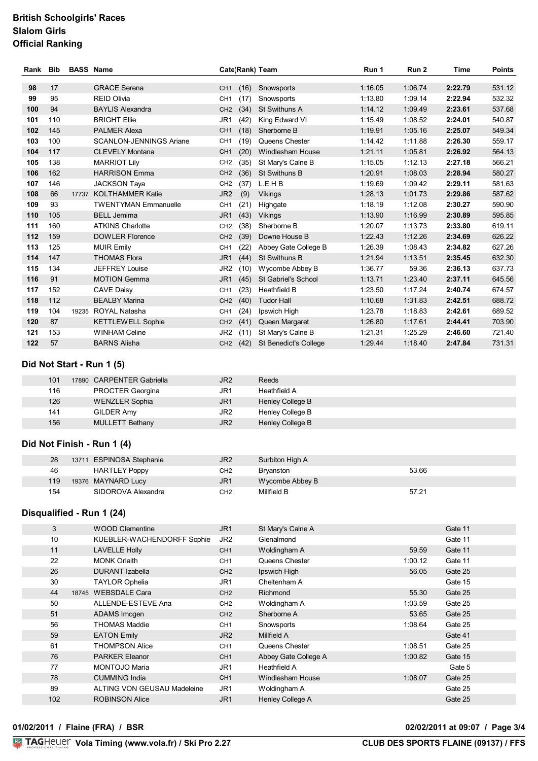# British Schoolgirls' Races
## Slalom Girls
## Official Ranking

| Rank | Bib | BASS | Name | Cate | (Rank) | Team | Run 1 | Run 2 | Time | Points |
|---|---|---|---|---|---|---|---|---|---|---|
| **98** | 17 | | GRACE Serena | CH1 | (16) | Snowsports | 1:16.05 | 1:06.74 | **2:22.79** | 531.12 |
| **99** | 95 | | REID Olivia | CH1 | (17) | Snowsports | 1:13.80 | 1:09.14 | **2:22.94** | 532.32 |
| **100** | 94 | | BAYLIS Alexandra | CH2 | (34) | St Swithuns A | 1:14.12 | 1:09.49 | **2:23.61** | 537.68 |
| **101** | 110 | | BRIGHT Ellie | JR1 | (42) | King Edward VI | 1:15.49 | 1:08.52 | **2:24.01** | 540.87 |
| **102** | 145 | | PALMER Alexa | CH1 | (18) | Sherborne B | 1:19.91 | 1:05.16 | **2:25.07** | 549.34 |
| **103** | 100 | | SCANLON-JENNINGS Ariane | CH1 | (19) | Queens Chester | 1:14.42 | 1:11.88 | **2:26.30** | 559.17 |
| **104** | 117 | | CLEVELY Montana | CH1 | (20) | Windlesham House | 1:21.11 | 1:05.81 | **2:26.92** | 564.13 |
| **105** | 138 | | MARRIOT Lily | CH2 | (35) | St Mary's Calne B | 1:15.05 | 1:12.13 | **2:27.18** | 566.21 |
| **106** | 162 | | HARRISON Emma | CH2 | (36) | St Swithuns B | 1:20.91 | 1:08.03 | **2:28.94** | 580.27 |
| **107** | 146 | | JACKSON Taya | CH2 | (37) | L.E.H B | 1:19.69 | 1:09.42 | **2:29.11** | 581.63 |
| **108** | 66 | 17737 | KOLTHAMMER Katie | JR2 | (9) | Vikings | 1:28.13 | 1:01.73 | **2:29.86** | 587.62 |
| **109** | 93 | | TWENTYMAN Emmanuelle | CH1 | (21) | Highgate | 1:18.19 | 1:12.08 | **2:30.27** | 590.90 |
| **110** | 105 | | BELL Jemima | JR1 | (43) | Vikings | 1:13.90 | 1:16.99 | **2:30.89** | 595.85 |
| **111** | 160 | | ATKINS Charlotte | CH2 | (38) | Sherborne B | 1:20.07 | 1:13.73 | **2:33.80** | 619.11 |
| **112** | 159 | | DOWLER Florence | CH2 | (39) | Downe House B | 1:22.43 | 1:12.26 | **2:34.69** | 626.22 |
| **113** | 125 | | MUIR Emily | CH1 | (22) | Abbey Gate College B | 1:26.39 | 1:08.43 | **2:34.82** | 627.26 |
| **114** | 147 | | THOMAS Flora | JR1 | (44) | St Swithuns B | 1:21.94 | 1:13.51 | **2:35.45** | 632.30 |
| **115** | 134 | | JEFFREY Louise | JR2 | (10) | Wycombe Abbey B | 1:36.77 | 59.36 | **2:36.13** | 637.73 |
| **116** | 91 | | MOTION Gemma | JR1 | (45) | St Gabriel's School | 1:13.71 | 1:23.40 | **2:37.11** | 645.56 |
| **117** | 152 | | CAVE Daisy | CH1 | (23) | Heathfield B | 1:23.50 | 1:17.24 | **2:40.74** | 674.57 |
| **118** | 112 | | BEALBY Marina | CH2 | (40) | Tudor Hall | 1:10.68 | 1:31.83 | **2:42.51** | 688.72 |
| **119** | 104 | 19235 | ROYAL Natasha | CH1 | (24) | Ipswich High | 1:23.78 | 1:18.83 | **2:42.61** | 689.52 |
| **120** | 87 | | KETTLEWELL Sophie | CH2 | (41) | Queen Margaret | 1:26.80 | 1:17.61 | **2:44.41** | 703.90 |
| **121** | 153 | | WINHAM Celine | JR2 | (11) | St Mary's Calne B | 1:21.31 | 1:25.29 | **2:46.60** | 721.40 |
| **122** | 57 | | BARNS Alisha | CH2 | (42) | St Benedict's College | 1:29.44 | 1:18.40 | **2:47.84** | 731.31 |

### Did Not Start - Run 1 (5)

| Bib | BASS | Name | Cate | Team | Run 1 | Run 2 |
|---|---|---|---|---|---|---|
| 101 | 17890 | CARPENTER Gabriella | JR2 | Reeds | | |
| 116 | | PROCTER Georgina | JR1 | Heathfield A | | |
| 126 | | WENZLER Sophia | JR1 | Henley College B | | |
| 141 | | GILDER Amy | JR2 | Henley College B | | |
| 156 | | MULLETT Bethany | JR2 | Henley College B | | |

### Did Not Finish - Run 1 (4)

| Bib | BASS | Name | Cate | Team | Run 1 | Run 2 |
|---|---|---|---|---|---|---|
| 28 | 13711 | ESPINOSA Stephanie | JR2 | Surbiton High A | | |
| 46 | | HARTLEY Poppy | CH2 | Bryanston | | 53.66 |
| 119 | 19376 | MAYNARD Lucy | JR1 | Wycombe Abbey B | | |
| 154 | | SIDOROVA Alexandra | CH2 | Millfield B | | 57.21 |

### Disqualified - Run 1 (24)

| Bib | BASS | Name | Cate | Team | Run 2 | Gate |
|---|---|---|---|---|---|---|
| 3 | | WOOD Clementine | JR1 | St Mary's Calne A | | Gate 11 |
| 10 | | KUEBLER-WACHENDORFF Sophie | JR2 | Glenalmond | | Gate 11 |
| 11 | | LAVELLE Holly | CH1 | Woldingham A | 59.59 | Gate 11 |
| 22 | | MONK Orlaith | CH1 | Queens Chester | 1:00.12 | Gate 11 |
| 26 | | DURANT Izabella | CH2 | Ipswich High | 56.05 | Gate 25 |
| 30 | | TAYLOR Ophelia | JR1 | Cheltenham A | | Gate 15 |
| 44 | 18745 | WEBSDALE Cara | CH2 | Richmond | 55.30 | Gate 25 |
| 50 | | ALLENDE-ESTEVE Ana | CH2 | Woldingham A | 1:03.59 | Gate 25 |
| 51 | | ADAMS Imogen | CH2 | Sherborne A | 53.65 | Gate 25 |
| 56 | | THOMAS Maddie | CH1 | Snowsports | 1:08.64 | Gate 25 |
| 59 | | EATON Emily | JR2 | Millfield A | | Gate 41 |
| 61 | | THOMPSON Alice | CH1 | Queens Chester | 1:08.51 | Gate 25 |
| 76 | | PARKER Eleanor | CH1 | Abbey Gate College A | 1:00.82 | Gate 15 |
| 77 | | MONTOJO Maria | JR1 | Heathfield A | | Gate 5 |
| 78 | | CUMMING India | CH1 | Windlesham House | 1:08.07 | Gate 25 |
| 89 | | ALTING VON GEUSAU Madeleine | JR1 | Woldingham A | | Gate 25 |
| 102 | | ROBINSON Alice | JR1 | Henley College A | | Gate 25 |

**01/02/2011 / Flaine (FRA) / BSR** — **02/02/2011 at 09:07**

Vola Timing (www.vola.fr) / Ski Pro 2.27 — CLUB DES SPORTS FLAINE (09137) / FFS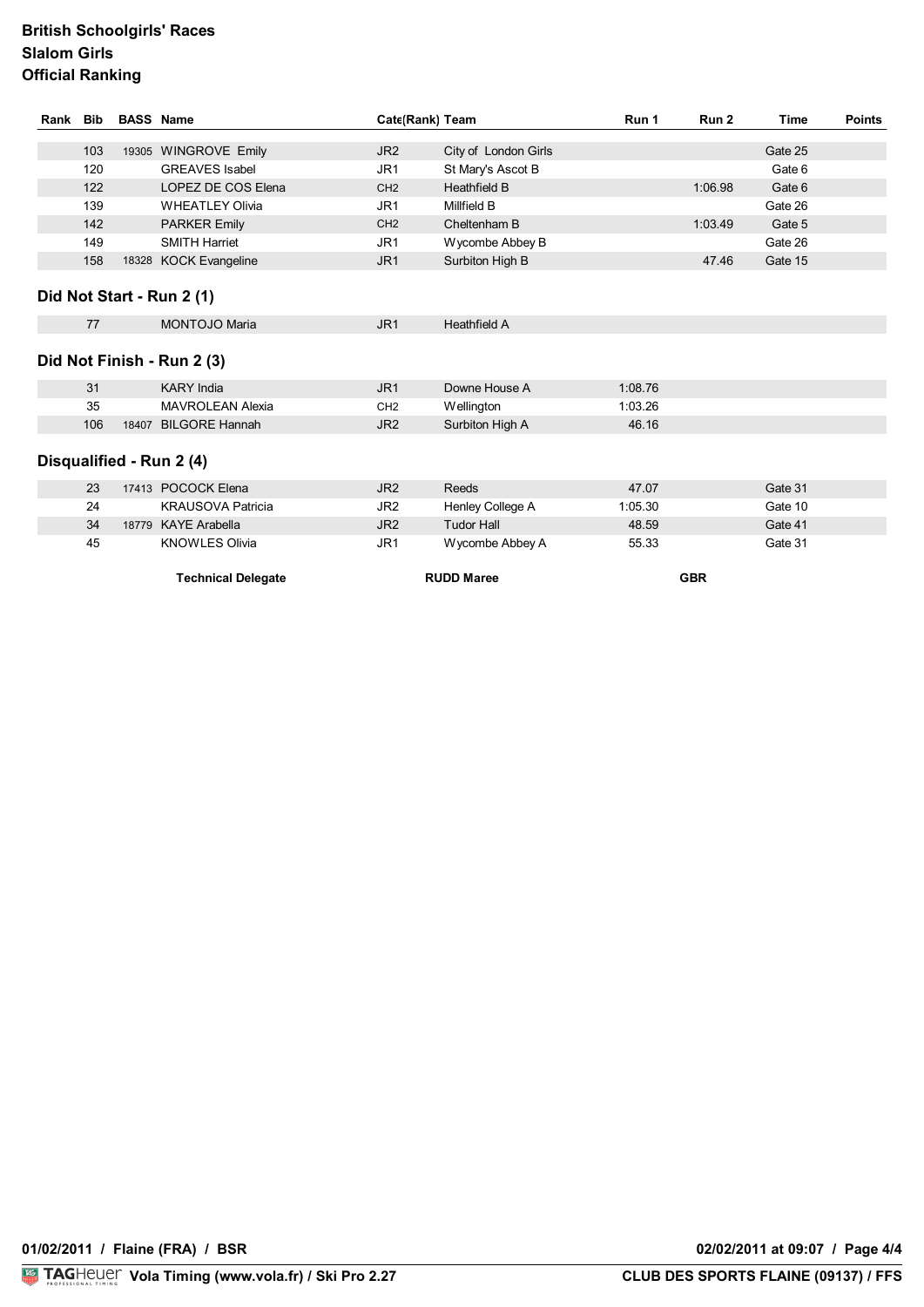**British Schoolgirls' Races**
**Slalom Girls**
**Official Ranking**

| Rank | Bib | BASS | Name | Cate(Rank) | Team | Run 1 | Run 2 | Time | Points |
|---|---|---|---|---|---|---|---|---|---|
| | 103 | 19305 | WINGROVE Emily | JR2 | City of London Girls | | | Gate 25 | |
| | 120 | | GREAVES Isabel | JR1 | St Mary's Ascot B | | | Gate 6 | |
| | 122 | | LOPEZ DE COS Elena | CH2 | Heathfield B | | 1:06.98 | Gate 6 | |
| | 139 | | WHEATLEY Olivia | JR1 | Millfield B | | | Gate 26 | |
| | 142 | | PARKER Emily | CH2 | Cheltenham B | | 1:03.49 | Gate 5 | |
| | 149 | | SMITH Harriet | JR1 | Wycombe Abbey B | | | Gate 26 | |
| | 158 | 18328 | KOCK Evangeline | JR1 | Surbiton High B | | 47.46 | Gate 15 | |

## Did Not Start - Run 2 (1)

| | | | | | | | | | |
|---|---|---|---|---|---|---|---|---|---|
| | 77 | | MONTOJO Maria | JR1 | Heathfield A | | | | |

## Did Not Finish - Run 2 (3)

| | | | | | | | | | |
|---|---|---|---|---|---|---|---|---|---|
| | 31 | | KARY India | JR1 | Downe House A | 1:08.76 | | | |
| | 35 | | MAVROLEAN Alexia | CH2 | Wellington | 1:03.26 | | | |
| | 106 | 18407 | BILGORE Hannah | JR2 | Surbiton High A | 46.16 | | | |

## Disqualified - Run 2 (4)

| | | | | | | | | | |
|---|---|---|---|---|---|---|---|---|---|
| | 23 | 17413 | POCOCK Elena | JR2 | Reeds | 47.07 | | Gate 31 | |
| | 24 | | KRAUSOVA Patricia | JR2 | Henley College A | 1:05.30 | | Gate 10 | |
| | 34 | 18779 | KAYE Arabella | JR2 | Tudor Hall | 48.59 | | Gate 41 | |
| | 45 | | KNOWLES Olivia | JR1 | Wycombe Abbey A | 55.33 | | Gate 31 | |

**Technical Delegate** **RUDD Maree** **GBR**

**01/02/2011 / Flaine (FRA) / BSR** **02/02/2011 at 09:07**

TAGHeuer **Vola Timing (www.vola.fr) / Ski Pro 2.27** **CLUB DES SPORTS FLAINE (09137) / FFS**